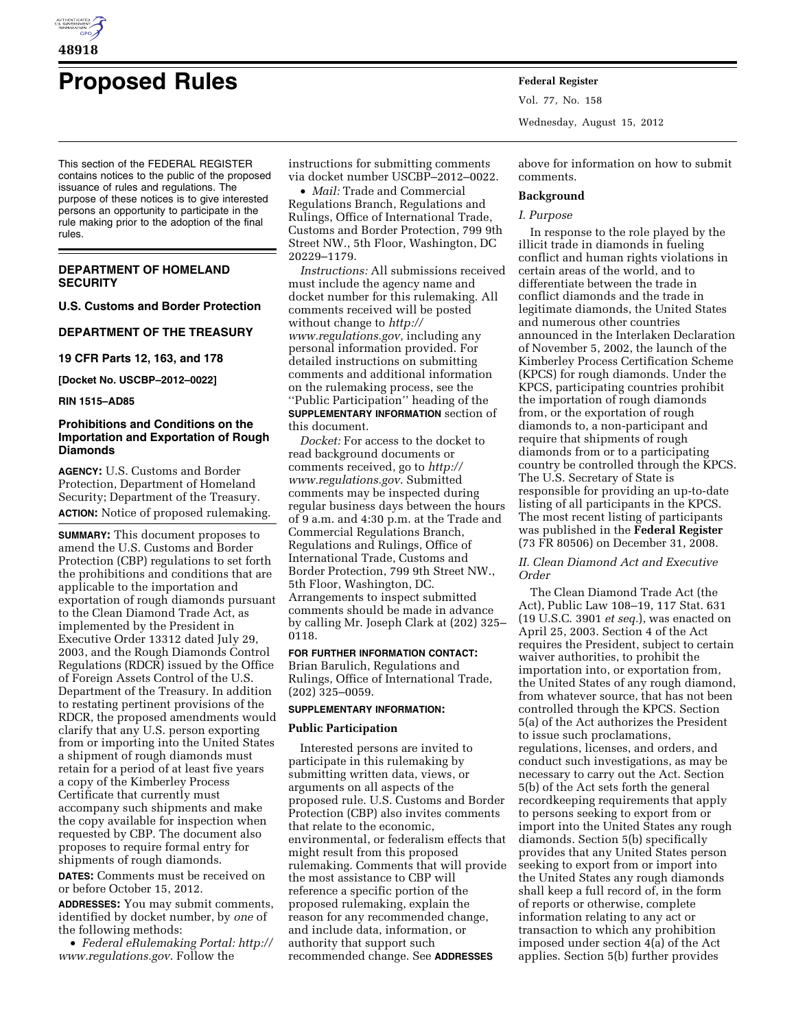# Proposed Rules

This section of the FEDERAL REGISTER contains notices to the public of the proposed issuance of rules and regulations. The purpose of these notices is to give interested persons an opportunity to participate in the rule making prior to the adoption of the final rules.

## DEPARTMENT OF HOMELAND SECURITY

### U.S. Customs and Border Protection

## DEPARTMENT OF THE TREASURY

### 19 CFR Parts 12, 163, and 178

**[Docket No. USCBP–2012–0022]**

**RIN 1515–AD85**

## Prohibitions and Conditions on the Importation and Exportation of Rough Diamonds

**AGENCY:** U.S. Customs and Border Protection, Department of Homeland Security; Department of the Treasury.

**ACTION:** Notice of proposed rulemaking.

**SUMMARY:** This document proposes to amend the U.S. Customs and Border Protection (CBP) regulations to set forth the prohibitions and conditions that are applicable to the importation and exportation of rough diamonds pursuant to the Clean Diamond Trade Act, as implemented by the President in Executive Order 13312 dated July 29, 2003, and the Rough Diamonds Control Regulations (RDCR) issued by the Office of Foreign Assets Control of the U.S. Department of the Treasury. In addition to restating pertinent provisions of the RDCR, the proposed amendments would clarify that any U.S. person exporting from or importing into the United States a shipment of rough diamonds must retain for a period of at least five years a copy of the Kimberley Process Certificate that currently must accompany such shipments and make the copy available for inspection when requested by CBP. The document also proposes to require formal entry for shipments of rough diamonds.

**DATES:** Comments must be received on or before October 15, 2012.

**ADDRESSES:** You may submit comments, identified by docket number, by *one* of the following methods:

- *Federal eRulemaking Portal: http://www.regulations.gov*. Follow the instructions for submitting comments via docket number USCBP–2012–0022.
- *Mail:* Trade and Commercial Regulations Branch, Regulations and Rulings, Office of International Trade, Customs and Border Protection, 799 9th Street NW., 5th Floor, Washington, DC 20229–1179.

*Instructions:* All submissions received must include the agency name and docket number for this rulemaking. All comments received will be posted without change to *http://www.regulations.gov,* including any personal information provided. For detailed instructions on submitting comments and additional information on the rulemaking process, see the ''Public Participation'' heading of the **SUPPLEMENTARY INFORMATION** section of this document.

*Docket:* For access to the docket to read background documents or comments received, go to *http://www.regulations.gov*. Submitted comments may be inspected during regular business days between the hours of 9 a.m. and 4:30 p.m. at the Trade and Commercial Regulations Branch, Regulations and Rulings, Office of International Trade, Customs and Border Protection, 799 9th Street NW., 5th Floor, Washington, DC. Arrangements to inspect submitted comments should be made in advance by calling Mr. Joseph Clark at (202) 325–0118.

**FOR FURTHER INFORMATION CONTACT:** Brian Barulich, Regulations and Rulings, Office of International Trade, (202) 325–0059.

**SUPPLEMENTARY INFORMATION:**

### Public Participation

Interested persons are invited to participate in this rulemaking by submitting written data, views, or arguments on all aspects of the proposed rule. U.S. Customs and Border Protection (CBP) also invites comments that relate to the economic, environmental, or federalism effects that might result from this proposed rulemaking. Comments that will provide the most assistance to CBP will reference a specific portion of the proposed rulemaking, explain the reason for any recommended change, and include data, information, or authority that support such recommended change. See **ADDRESSES** above for information on how to submit comments.

### Background

#### *I. Purpose*

In response to the role played by the illicit trade in diamonds in fueling conflict and human rights violations in certain areas of the world, and to differentiate between the trade in conflict diamonds and the trade in legitimate diamonds, the United States and numerous other countries announced in the Interlaken Declaration of November 5, 2002, the launch of the Kimberley Process Certification Scheme (KPCS) for rough diamonds. Under the KPCS, participating countries prohibit the importation of rough diamonds from, or the exportation of rough diamonds to, a non-participant and require that shipments of rough diamonds from or to a participating country be controlled through the KPCS. The U.S. Secretary of State is responsible for providing an up-to-date listing of all participants in the KPCS. The most recent listing of participants was published in the **Federal Register** (73 FR 80506) on December 31, 2008.

#### *II. Clean Diamond Act and Executive Order*

The Clean Diamond Trade Act (the Act), Public Law 108–19, 117 Stat. 631 (19 U.S.C. 3901 *et seq.*), was enacted on April 25, 2003. Section 4 of the Act requires the President, subject to certain waiver authorities, to prohibit the importation into, or exportation from, the United States of any rough diamond, from whatever source, that has not been controlled through the KPCS. Section 5(a) of the Act authorizes the President to issue such proclamations, regulations, licenses, and orders, and conduct such investigations, as may be necessary to carry out the Act. Section 5(b) of the Act sets forth the general recordkeeping requirements that apply to persons seeking to export from or import into the United States any rough diamonds. Section 5(b) specifically provides that any United States person seeking to export from or import into the United States any rough diamonds shall keep a full record of, in the form of reports or otherwise, complete information relating to any act or transaction to which any prohibition imposed under section 4(a) of the Act applies. Section 5(b) further provides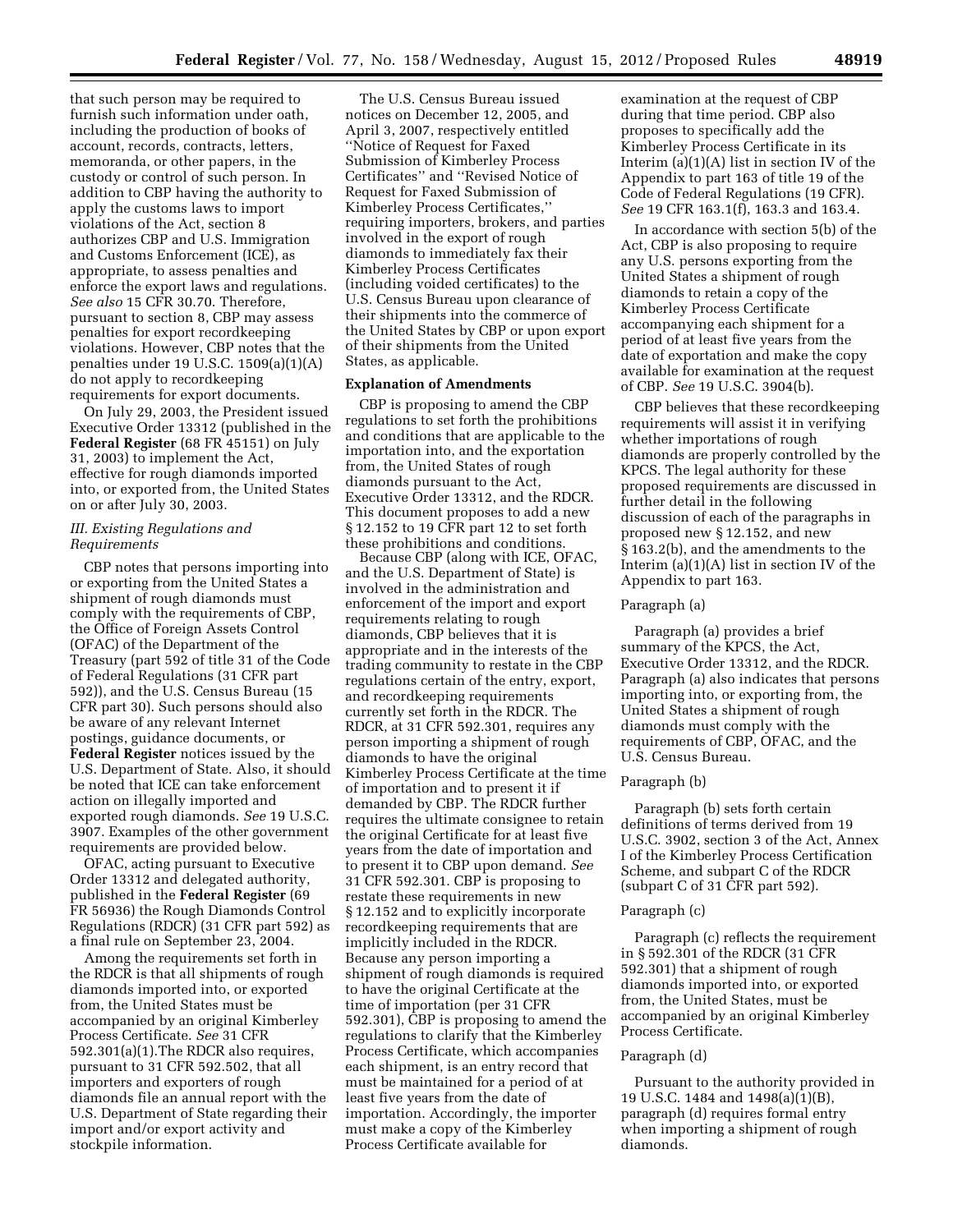that such person may be required to furnish such information under oath, including the production of books of account, records, contracts, letters, memoranda, or other papers, in the custody or control of such person. In addition to CBP having the authority to apply the customs laws to import violations of the Act, section 8 authorizes CBP and U.S. Immigration and Customs Enforcement (ICE), as appropriate, to assess penalties and enforce the export laws and regulations. *See also* 15 CFR 30.70. Therefore, pursuant to section 8, CBP may assess penalties for export recordkeeping violations. However, CBP notes that the penalties under 19 U.S.C. 1509(a)(1)(A) do not apply to recordkeeping requirements for export documents.

On July 29, 2003, the President issued Executive Order 13312 (published in the **Federal Register** (68 FR 45151) on July 31, 2003) to implement the Act, effective for rough diamonds imported into, or exported from, the United States on or after July 30, 2003.

### *III. Existing Regulations and Requirements*

CBP notes that persons importing into or exporting from the United States a shipment of rough diamonds must comply with the requirements of CBP, the Office of Foreign Assets Control (OFAC) of the Department of the Treasury (part 592 of title 31 of the Code of Federal Regulations (31 CFR part 592)), and the U.S. Census Bureau (15 CFR part 30). Such persons should also be aware of any relevant Internet postings, guidance documents, or **Federal Register** notices issued by the U.S. Department of State. Also, it should be noted that ICE can take enforcement action on illegally imported and exported rough diamonds. *See* 19 U.S.C. 3907. Examples of the other government requirements are provided below.

OFAC, acting pursuant to Executive Order 13312 and delegated authority, published in the **Federal Register** (69 FR 56936) the Rough Diamonds Control Regulations (RDCR) (31 CFR part 592) as a final rule on September 23, 2004.

Among the requirements set forth in the RDCR is that all shipments of rough diamonds imported into, or exported from, the United States must be accompanied by an original Kimberley Process Certificate. *See* 31 CFR 592.301(a)(1).The RDCR also requires, pursuant to 31 CFR 592.502, that all importers and exporters of rough diamonds file an annual report with the U.S. Department of State regarding their import and/or export activity and stockpile information.

The U.S. Census Bureau issued notices on December 12, 2005, and April 3, 2007, respectively entitled ''Notice of Request for Faxed Submission of Kimberley Process Certificates'' and ''Revised Notice of Request for Faxed Submission of Kimberley Process Certificates,'' requiring importers, brokers, and parties involved in the export of rough diamonds to immediately fax their Kimberley Process Certificates (including voided certificates) to the U.S. Census Bureau upon clearance of their shipments into the commerce of the United States by CBP or upon export of their shipments from the United States, as applicable.

**Explanation of Amendments**

CBP is proposing to amend the CBP regulations to set forth the prohibitions and conditions that are applicable to the importation into, and the exportation from, the United States of rough diamonds pursuant to the Act, Executive Order 13312, and the RDCR. This document proposes to add a new § 12.152 to 19 CFR part 12 to set forth these prohibitions and conditions.

Because CBP (along with ICE, OFAC, and the U.S. Department of State) is involved in the administration and enforcement of the import and export requirements relating to rough diamonds, CBP believes that it is appropriate and in the interests of the trading community to restate in the CBP regulations certain of the entry, export, and recordkeeping requirements currently set forth in the RDCR. The RDCR, at 31 CFR 592.301, requires any person importing a shipment of rough diamonds to have the original Kimberley Process Certificate at the time of importation and to present it if demanded by CBP. The RDCR further requires the ultimate consignee to retain the original Certificate for at least five years from the date of importation and to present it to CBP upon demand. *See* 31 CFR 592.301. CBP is proposing to restate these requirements in new § 12.152 and to explicitly incorporate recordkeeping requirements that are implicitly included in the RDCR. Because any person importing a shipment of rough diamonds is required to have the original Certificate at the time of importation (per 31 CFR 592.301), CBP is proposing to amend the regulations to clarify that the Kimberley Process Certificate, which accompanies each shipment, is an entry record that must be maintained for a period of at least five years from the date of importation. Accordingly, the importer must make a copy of the Kimberley Process Certificate available for examination at the request of CBP during that time period. CBP also proposes to specifically add the Kimberley Process Certificate in its Interim (a)(1)(A) list in section IV of the Appendix to part 163 of title 19 of the Code of Federal Regulations (19 CFR). *See* 19 CFR 163.1(f), 163.3 and 163.4.

In accordance with section 5(b) of the Act, CBP is also proposing to require any U.S. persons exporting from the United States a shipment of rough diamonds to retain a copy of the Kimberley Process Certificate accompanying each shipment for a period of at least five years from the date of exportation and make the copy available for examination at the request of CBP. *See* 19 U.S.C. 3904(b).

CBP believes that these recordkeeping requirements will assist it in verifying whether importations of rough diamonds are properly controlled by the KPCS. The legal authority for these proposed requirements are discussed in further detail in the following discussion of each of the paragraphs in proposed new § 12.152, and new § 163.2(b), and the amendments to the Interim (a)(1)(A) list in section IV of the Appendix to part 163.

Paragraph (a)

Paragraph (a) provides a brief summary of the KPCS, the Act, Executive Order 13312, and the RDCR. Paragraph (a) also indicates that persons importing into, or exporting from, the United States a shipment of rough diamonds must comply with the requirements of CBP, OFAC, and the U.S. Census Bureau.

Paragraph (b)

Paragraph (b) sets forth certain definitions of terms derived from 19 U.S.C. 3902, section 3 of the Act, Annex I of the Kimberley Process Certification Scheme, and subpart C of the RDCR (subpart C of 31 CFR part 592).

Paragraph (c)

Paragraph (c) reflects the requirement in § 592.301 of the RDCR (31 CFR 592.301) that a shipment of rough diamonds imported into, or exported from, the United States, must be accompanied by an original Kimberley Process Certificate.

Paragraph (d)

Pursuant to the authority provided in 19 U.S.C. 1484 and 1498(a)(1)(B), paragraph (d) requires formal entry when importing a shipment of rough diamonds.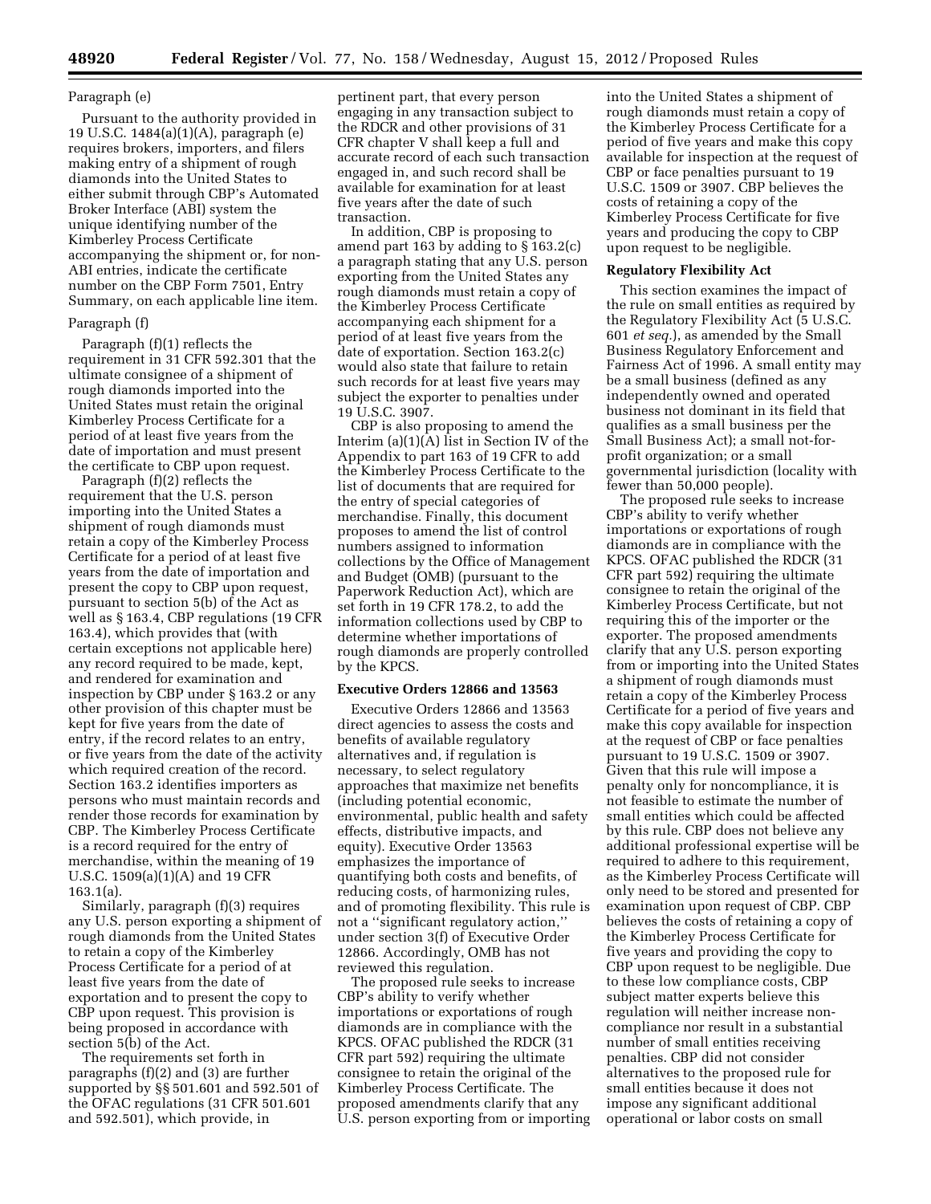Paragraph (e)

Pursuant to the authority provided in 19 U.S.C. 1484(a)(1)(A), paragraph (e) requires brokers, importers, and filers making entry of a shipment of rough diamonds into the United States to either submit through CBP's Automated Broker Interface (ABI) system the unique identifying number of the Kimberley Process Certificate accompanying the shipment or, for non-ABI entries, indicate the certificate number on the CBP Form 7501, Entry Summary, on each applicable line item.

Paragraph (f)

Paragraph (f)(1) reflects the requirement in 31 CFR 592.301 that the ultimate consignee of a shipment of rough diamonds imported into the United States must retain the original Kimberley Process Certificate for a period of at least five years from the date of importation and must present the certificate to CBP upon request.

Paragraph (f)(2) reflects the requirement that the U.S. person importing into the United States a shipment of rough diamonds must retain a copy of the Kimberley Process Certificate for a period of at least five years from the date of importation and present the copy to CBP upon request, pursuant to section 5(b) of the Act as well as § 163.4, CBP regulations (19 CFR 163.4), which provides that (with certain exceptions not applicable here) any record required to be made, kept, and rendered for examination and inspection by CBP under § 163.2 or any other provision of this chapter must be kept for five years from the date of entry, if the record relates to an entry, or five years from the date of the activity which required creation of the record. Section 163.2 identifies importers as persons who must maintain records and render those records for examination by CBP. The Kimberley Process Certificate is a record required for the entry of merchandise, within the meaning of 19 U.S.C. 1509(a)(1)(A) and 19 CFR 163.1(a).

Similarly, paragraph (f)(3) requires any U.S. person exporting a shipment of rough diamonds from the United States to retain a copy of the Kimberley Process Certificate for a period of at least five years from the date of exportation and to present the copy to CBP upon request. This provision is being proposed in accordance with section 5(b) of the Act.

The requirements set forth in paragraphs (f)(2) and (3) are further supported by §§ 501.601 and 592.501 of the OFAC regulations (31 CFR 501.601 and 592.501), which provide, in pertinent part, that every person engaging in any transaction subject to the RDCR and other provisions of 31 CFR chapter V shall keep a full and accurate record of each such transaction engaged in, and such record shall be available for examination for at least five years after the date of such transaction.

In addition, CBP is proposing to amend part 163 by adding to § 163.2(c) a paragraph stating that any U.S. person exporting from the United States any rough diamonds must retain a copy of the Kimberley Process Certificate accompanying each shipment for a period of at least five years from the date of exportation. Section 163.2(c) would also state that failure to retain such records for at least five years may subject the exporter to penalties under 19 U.S.C. 3907.

CBP is also proposing to amend the Interim (a)(1)(A) list in Section IV of the Appendix to part 163 of 19 CFR to add the Kimberley Process Certificate to the list of documents that are required for the entry of special categories of merchandise. Finally, this document proposes to amend the list of control numbers assigned to information collections by the Office of Management and Budget (OMB) (pursuant to the Paperwork Reduction Act), which are set forth in 19 CFR 178.2, to add the information collections used by CBP to determine whether importations of rough diamonds are properly controlled by the KPCS.

**Executive Orders 12866 and 13563**

Executive Orders 12866 and 13563 direct agencies to assess the costs and benefits of available regulatory alternatives and, if regulation is necessary, to select regulatory approaches that maximize net benefits (including potential economic, environmental, public health and safety effects, distributive impacts, and equity). Executive Order 13563 emphasizes the importance of quantifying both costs and benefits, of reducing costs, of harmonizing rules, and of promoting flexibility. This rule is not a ''significant regulatory action,'' under section 3(f) of Executive Order 12866. Accordingly, OMB has not reviewed this regulation.

The proposed rule seeks to increase CBP's ability to verify whether importations or exportations of rough diamonds are in compliance with the KPCS. OFAC published the RDCR (31 CFR part 592) requiring the ultimate consignee to retain the original of the Kimberley Process Certificate. The proposed amendments clarify that any U.S. person exporting from or importing into the United States a shipment of rough diamonds must retain a copy of the Kimberley Process Certificate for a period of five years and make this copy available for inspection at the request of CBP or face penalties pursuant to 19 U.S.C. 1509 or 3907. CBP believes the costs of retaining a copy of the Kimberley Process Certificate for five years and producing the copy to CBP upon request to be negligible.

**Regulatory Flexibility Act**

This section examines the impact of the rule on small entities as required by the Regulatory Flexibility Act (5 U.S.C. 601 *et seq.*), as amended by the Small Business Regulatory Enforcement and Fairness Act of 1996. A small entity may be a small business (defined as any independently owned and operated business not dominant in its field that qualifies as a small business per the Small Business Act); a small not-for-profit organization; or a small governmental jurisdiction (locality with fewer than 50,000 people).

The proposed rule seeks to increase CBP's ability to verify whether importations or exportations of rough diamonds are in compliance with the KPCS. OFAC published the RDCR (31 CFR part 592) requiring the ultimate consignee to retain the original of the Kimberley Process Certificate, but not requiring this of the importer or the exporter. The proposed amendments clarify that any U.S. person exporting from or importing into the United States a shipment of rough diamonds must retain a copy of the Kimberley Process Certificate for a period of five years and make this copy available for inspection at the request of CBP or face penalties pursuant to 19 U.S.C. 1509 or 3907. Given that this rule will impose a penalty only for noncompliance, it is not feasible to estimate the number of small entities which could be affected by this rule. CBP does not believe any additional professional expertise will be required to adhere to this requirement, as the Kimberley Process Certificate will only need to be stored and presented for examination upon request of CBP. CBP believes the costs of retaining a copy of the Kimberley Process Certificate for five years and providing the copy to CBP upon request to be negligible. Due to these low compliance costs, CBP subject matter experts believe this regulation will neither increase non-compliance nor result in a substantial number of small entities receiving penalties. CBP did not consider alternatives to the proposed rule for small entities because it does not impose any significant additional operational or labor costs on small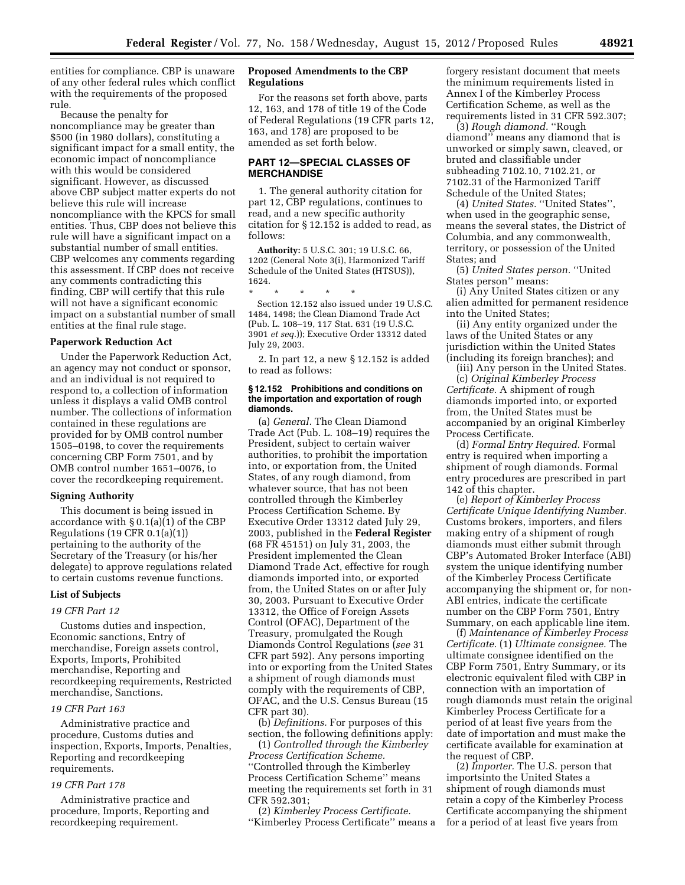entities for compliance. CBP is unaware of any other federal rules which conflict with the requirements of the proposed rule.

Because the penalty for noncompliance may be greater than $500 (in 1980 dollars), constituting a significant impact for a small entity, the economic impact of noncompliance with this would be considered significant. However, as discussed above CBP subject matter experts do not believe this rule will increase noncompliance with the KPCS for small entities. Thus, CBP does not believe this rule will have a significant impact on a substantial number of small entities. CBP welcomes any comments regarding this assessment. If CBP does not receive any comments contradicting this finding, CBP will certify that this rule will not have a significant economic impact on a substantial number of small entities at the final rule stage.

**Paperwork Reduction Act**

Under the Paperwork Reduction Act, an agency may not conduct or sponsor, and an individual is not required to respond to, a collection of information unless it displays a valid OMB control number. The collections of information contained in these regulations are provided for by OMB control number 1505–0198, to cover the requirements concerning CBP Form 7501, and by OMB control number 1651–0076, to cover the recordkeeping requirement.

**Signing Authority**

This document is being issued in accordance with § 0.1(a)(1) of the CBP Regulations (19 CFR 0.1(a)(1)) pertaining to the authority of the Secretary of the Treasury (or his/her delegate) to approve regulations related to certain customs revenue functions.

**List of Subjects**

*19 CFR Part 12*

Customs duties and inspection, Economic sanctions, Entry of merchandise, Foreign assets control, Exports, Imports, Prohibited merchandise, Reporting and recordkeeping requirements, Restricted merchandise, Sanctions.

*19 CFR Part 163*

Administrative practice and procedure, Customs duties and inspection, Exports, Imports, Penalties, Reporting and recordkeeping requirements.

*19 CFR Part 178*

Administrative practice and procedure, Imports, Reporting and recordkeeping requirement.

**Proposed Amendments to the CBP Regulations**

For the reasons set forth above, parts 12, 163, and 178 of title 19 of the Code of Federal Regulations (19 CFR parts 12, 163, and 178) are proposed to be amended as set forth below.

## PART 12—SPECIAL CLASSES OF MERCHANDISE

1. The general authority citation for part 12, CBP regulations, continues to read, and a new specific authority citation for § 12.152 is added to read, as follows:

**Authority:** 5 U.S.C. 301; 19 U.S.C. 66, 1202 (General Note 3(i), Harmonized Tariff Schedule of the United States (HTSUS)), 1624.

\* \* \* \* \*

Section 12.152 also issued under 19 U.S.C. 1484, 1498; the Clean Diamond Trade Act (Pub. L. 108–19, 117 Stat. 631 (19 U.S.C. 3901 *et seq.*)); Executive Order 13312 dated July 29, 2003.

2. In part 12, a new § 12.152 is added to read as follows:

**§ 12.152 Prohibitions and conditions on the importation and exportation of rough diamonds.**

(a) *General.* The Clean Diamond Trade Act (Pub. L. 108–19) requires the President, subject to certain waiver authorities, to prohibit the importation into, or exportation from, the United States, of any rough diamond, from whatever source, that has not been controlled through the Kimberley Process Certification Scheme. By Executive Order 13312 dated July 29, 2003, published in the **Federal Register** (68 FR 45151) on July 31, 2003, the President implemented the Clean Diamond Trade Act, effective for rough diamonds imported into, or exported from, the United States on or after July 30, 2003. Pursuant to Executive Order 13312, the Office of Foreign Assets Control (OFAC), Department of the Treasury, promulgated the Rough Diamonds Control Regulations (*see* 31 CFR part 592). Any persons importing into or exporting from the United States a shipment of rough diamonds must comply with the requirements of CBP, OFAC, and the U.S. Census Bureau (15 CFR part 30).

(b) *Definitions.* For purposes of this section, the following definitions apply:

(1) *Controlled through the Kimberley Process Certification Scheme.* ''Controlled through the Kimberley Process Certification Scheme'' means meeting the requirements set forth in 31 CFR 592.301;

(2) *Kimberley Process Certificate.* ''Kimberley Process Certificate'' means a forgery resistant document that meets the minimum requirements listed in Annex I of the Kimberley Process Certification Scheme, as well as the requirements listed in 31 CFR 592.307;

(3) *Rough diamond.* ''Rough diamond'' means any diamond that is unworked or simply sawn, cleaved, or bruted and classifiable under subheading 7102.10, 7102.21, or 7102.31 of the Harmonized Tariff Schedule of the United States;

(4) *United States.* ''United States'', when used in the geographic sense, means the several states, the District of Columbia, and any commonwealth, territory, or possession of the United States; and

(5) *United States person.* ''United States person'' means:

(i) Any United States citizen or any alien admitted for permanent residence into the United States;

(ii) Any entity organized under the laws of the United States or any jurisdiction within the United States (including its foreign branches); and

(iii) Any person in the United States.

(c) *Original Kimberley Process Certificate.* A shipment of rough diamonds imported into, or exported from, the United States must be accompanied by an original Kimberley Process Certificate.

(d) *Formal Entry Required.* Formal entry is required when importing a shipment of rough diamonds. Formal entry procedures are prescribed in part 142 of this chapter.

(e) *Report of Kimberley Process Certificate Unique Identifying Number.* Customs brokers, importers, and filers making entry of a shipment of rough diamonds must either submit through CBP's Automated Broker Interface (ABI) system the unique identifying number of the Kimberley Process Certificate accompanying the shipment or, for non-ABI entries, indicate the certificate number on the CBP Form 7501, Entry Summary, on each applicable line item.

(f) *Maintenance of Kimberley Process Certificate.* (1) *Ultimate consignee.* The ultimate consignee identified on the CBP Form 7501, Entry Summary, or its electronic equivalent filed with CBP in connection with an importation of rough diamonds must retain the original Kimberley Process Certificate for a period of at least five years from the date of importation and must make the certificate available for examination at the request of CBP.

(2) *Importer.* The U.S. person that importsinto the United States a shipment of rough diamonds must retain a copy of the Kimberley Process Certificate accompanying the shipment for a period of at least five years from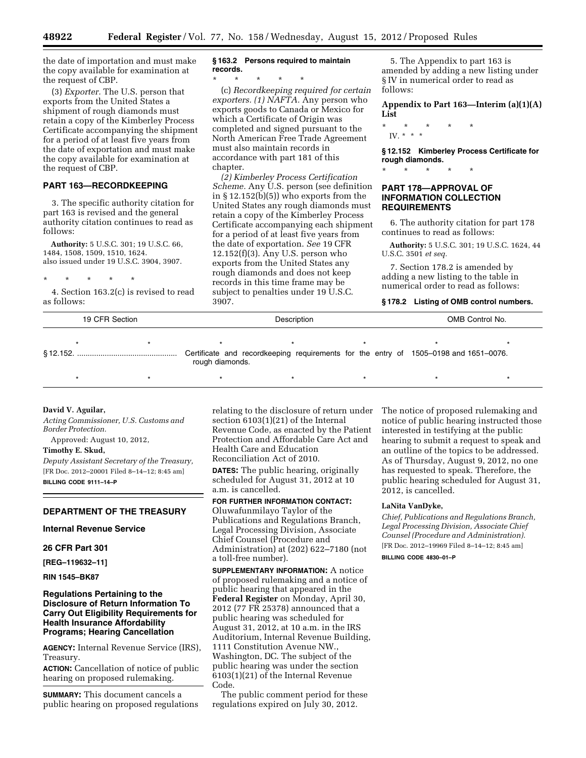the date of importation and must make the copy available for examination at the request of CBP.

(3) *Exporter.* The U.S. person that exports from the United States a shipment of rough diamonds must retain a copy of the Kimberley Process Certificate accompanying the shipment for a period of at least five years from the date of exportation and must make the copy available for examination at the request of CBP.

## PART 163—RECORDKEEPING

3. The specific authority citation for part 163 is revised and the general authority citation continues to read as follows:

**Authority:** 5 U.S.C. 301; 19 U.S.C. 66, 1484, 1508, 1509, 1510, 1624.
also issued under 19 U.S.C. 3904, 3907.

\* \* \* \* \*

4. Section 163.2(c) is revised to read as follows:

**§ 163.2 Persons required to maintain records.**

\* \* \* \* \*

(c) *Recordkeeping required for certain exporters. (1) NAFTA.* Any person who exports goods to Canada or Mexico for which a Certificate of Origin was completed and signed pursuant to the North American Free Trade Agreement must also maintain records in accordance with part 181 of this chapter.

*(2) Kimberley Process Certification Scheme.* Any U.S. person (see definition in § 12.152(b)(5)) who exports from the United States any rough diamonds must retain a copy of the Kimberley Process Certificate accompanying each shipment for a period of at least five years from the date of exportation. *See* 19 CFR 12.152(f)(3). Any U.S. person who exports from the United States any rough diamonds and does not keep records in this time frame may be subject to penalties under 19 U.S.C. 3907.

5. The Appendix to part 163 is amended by adding a new listing under § IV in numerical order to read as follows:

**Appendix to Part 163—Interim (a)(1)(A) List**

\* \* \* \* \*
IV. \* \* \*

**§ 12.152 Kimberley Process Certificate for rough diamonds.**

\* \* \* \* \*

## PART 178—APPROVAL OF INFORMATION COLLECTION REQUIREMENTS

6. The authority citation for part 178 continues to read as follows:

**Authority:** 5 U.S.C. 301; 19 U.S.C. 1624, 44 U.S.C. 3501 *et seq.*

7. Section 178.2 is amended by adding a new listing to the table in numerical order to read as follows:

**§ 178.2 Listing of OMB control numbers.**

| 19 CFR Section | Description | OMB Control No. |
|---|---|---|
| \* \* | \* \* \* | \* \* |
| § 12.152. | Certificate and recordkeeping requirements for the entry of rough diamonds. | 1505–0198 and 1651–0076. |
| \* \* | \* \* \* | \* \* |

**David V. Aguilar,**
*Acting Commissioner, U.S. Customs and Border Protection.*

Approved: August 10, 2012,

**Timothy E. Skud,**
*Deputy Assistant Secretary of the Treasury.*

[FR Doc. 2012–20001 Filed 8–14–12; 8:45 am]

**BILLING CODE 9111–14–P**

---

## DEPARTMENT OF THE TREASURY

### Internal Revenue Service

### 26 CFR Part 301

**[REG–119632–11]**

**RIN 1545–BK87**

### Regulations Pertaining to the Disclosure of Return Information To Carry Out Eligibility Requirements for Health Insurance Affordability Programs; Hearing Cancellation

**AGENCY:** Internal Revenue Service (IRS), Treasury.

**ACTION:** Cancellation of notice of public hearing on proposed rulemaking.

**SUMMARY:** This document cancels a public hearing on proposed regulations relating to the disclosure of return under section 6103(1)(21) of the Internal Revenue Code, as enacted by the Patient Protection and Affordable Care Act and Health Care and Education Reconciliation Act of 2010.

**DATES:** The public hearing, originally scheduled for August 31, 2012 at 10 a.m. is cancelled.

**FOR FURTHER INFORMATION CONTACT:** Oluwafunmilayo Taylor of the Publications and Regulations Branch, Legal Processing Division, Associate Chief Counsel (Procedure and Administration) at (202) 622–7180 (not a toll-free number).

**SUPPLEMENTARY INFORMATION:** A notice of proposed rulemaking and a notice of public hearing that appeared in the **Federal Register** on Monday, April 30, 2012 (77 FR 25378) announced that a public hearing was scheduled for August 31, 2012, at 10 a.m. in the IRS Auditorium, Internal Revenue Building, 1111 Constitution Avenue NW., Washington, DC. The subject of the public hearing was under the section 6103(1)(21) of the Internal Revenue Code.

The public comment period for these regulations expired on July 30, 2012. The notice of proposed rulemaking and notice of public hearing instructed those interested in testifying at the public hearing to submit a request to speak and an outline of the topics to be addressed. As of Thursday, August 9, 2012, no one has requested to speak. Therefore, the public hearing scheduled for August 31, 2012, is cancelled.

**LaNita VanDyke,**
*Chief, Publications and Regulations Branch, Legal Processing Division, Associate Chief Counsel (Procedure and Administration).*

[FR Doc. 2012–19969 Filed 8–14–12; 8:45 am]

**BILLING CODE 4830–01–P**